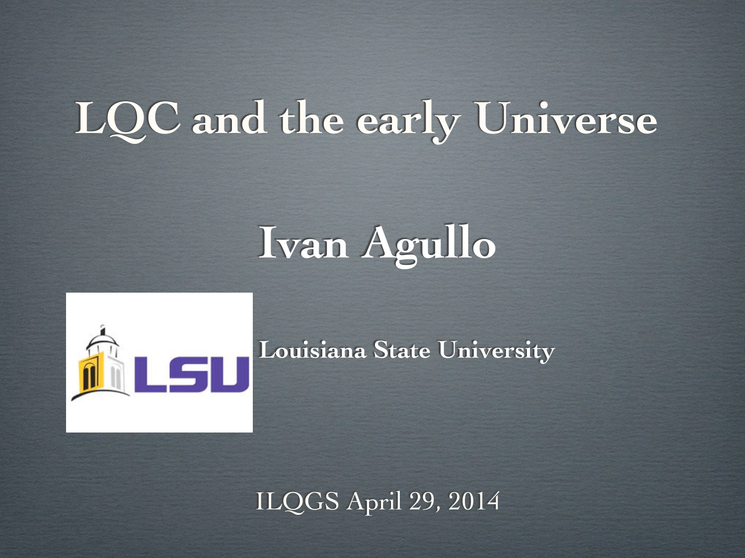# LQC and the early Universe

## Ivan Agullo

**Louisiana State University**

ILQGS April 29, 2014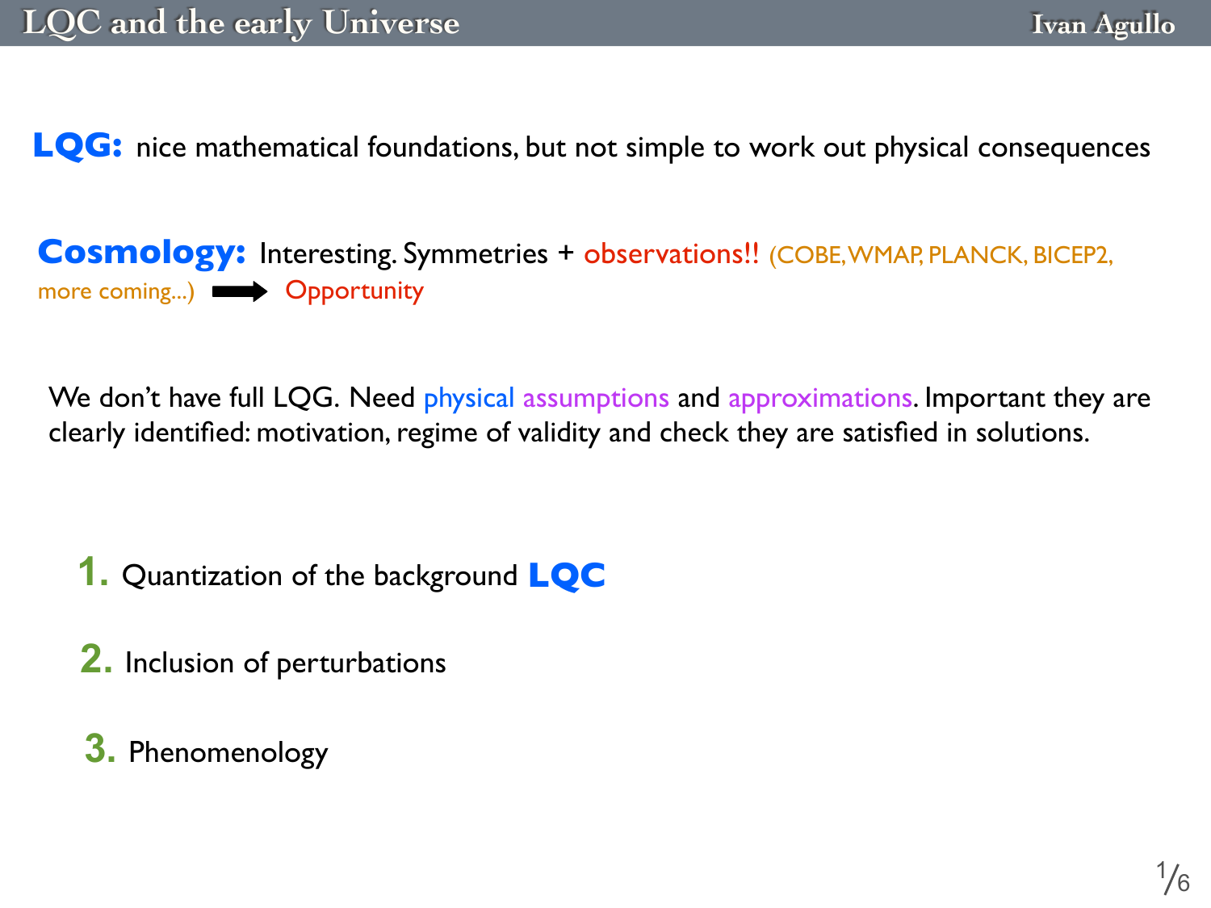**LQG:** nice mathematical foundations, but not simple to work out physical consequences

**Cosmology:** Interesting. Symmetries + observations!! (COBE, WMAP, PLANCK, BICEP2, more coming...) ➡ Opportunity

We don't have full LQG. Need physical assumptions and approximations. Important they are clearly identified: motivation, regime of validity and check they are satisfied in solutions.

1. Quantization of the background **LQC**

2. Inclusion of perturbations

3. Phenomenology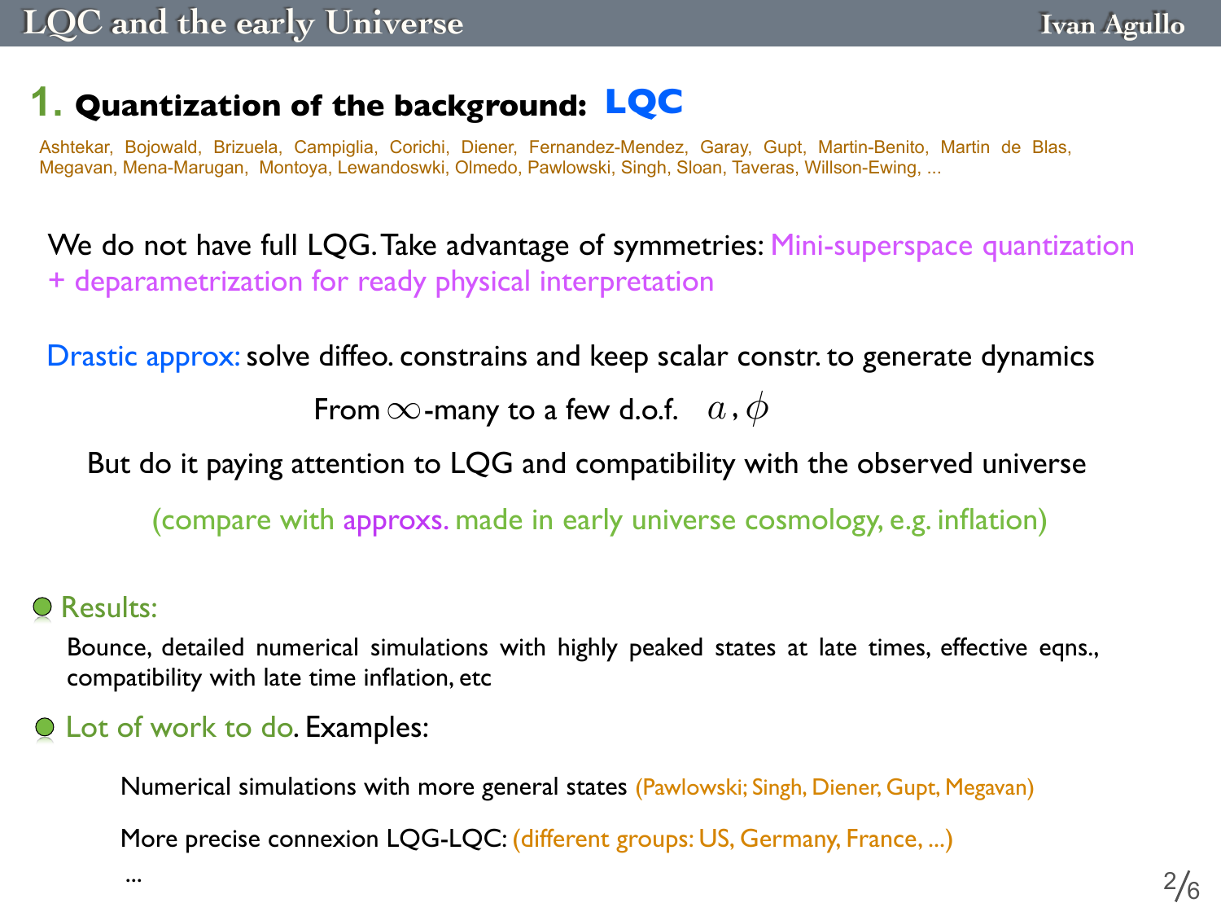## 1. Quantization of the background: LQC

Ashtekar, Bojowald, Brizuela, Campiglia, Corichi, Diener, Fernandez-Mendez, Garay, Gupt, Martin-Benito, Martin de Blas, Megavan, Mena-Marugan, Montoya, Lewandoswki, Olmedo, Pawlowski, Singh, Sloan, Taveras, Willson-Ewing, ...

We do not have full LQG. Take advantage of symmetries: Mini-superspace quantization + deparametrization for ready physical interpretation

Drastic approx: solve diffeo. constrains and keep scalar constr. to generate dynamics

From $\infty$-many to a few d.o.f. $a\,,\phi$

But do it paying attention to LQG and compatibility with the observed universe

(compare with approxs. made in early universe cosmology, e.g. inflation)

- Results:

  Bounce, detailed numerical simulations with highly peaked states at late times, effective eqns., compatibility with late time inflation, etc

- Lot of work to do. Examples:

  Numerical simulations with more general states (Pawlowski; Singh, Diener, Gupt, Megavan)

  More precise connexion LQG-LQC: (different groups: US, Germany, France, ...)

  ...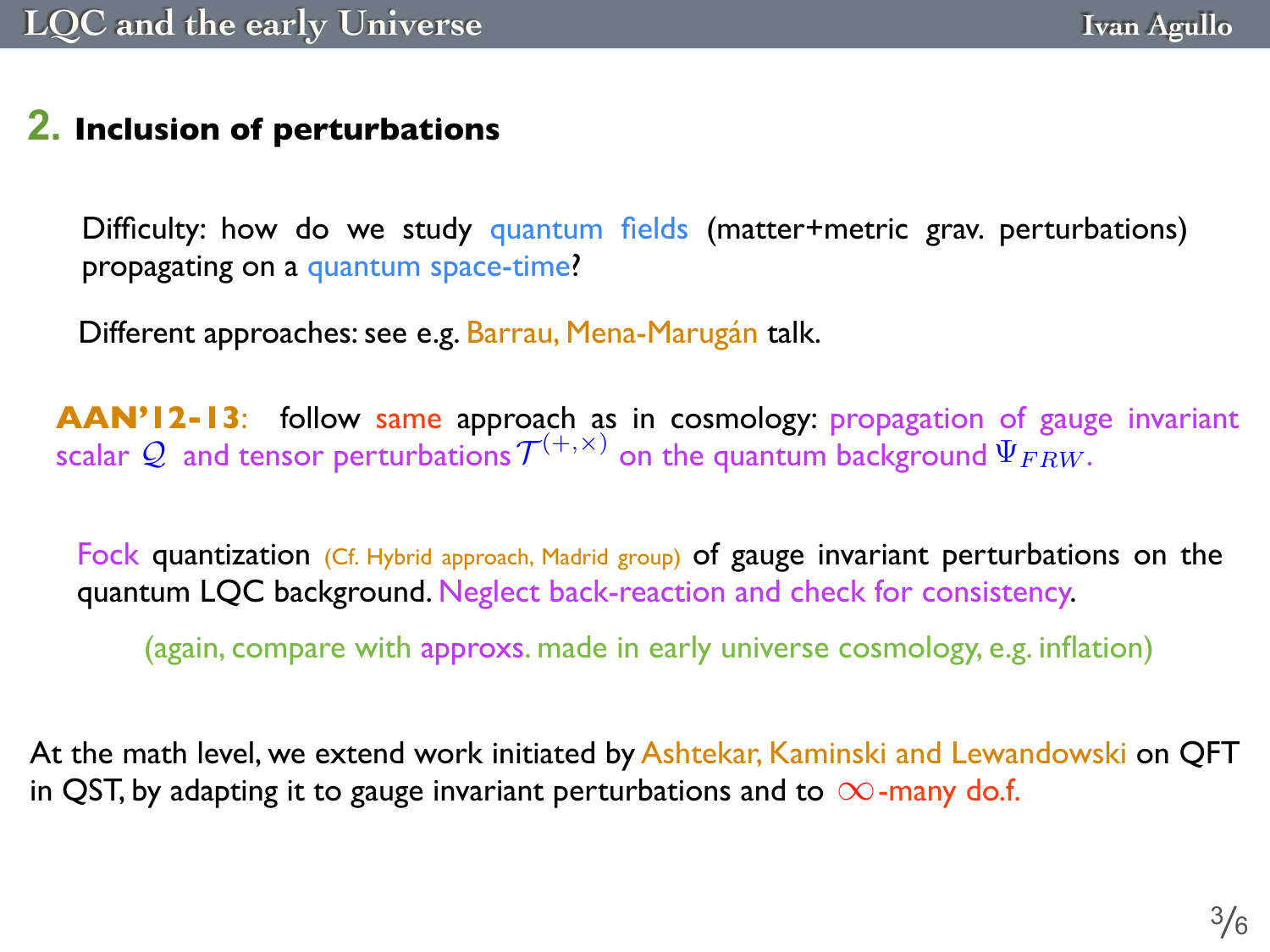## 2. Inclusion of perturbations

Difficulty: how do we study quantum fields (matter+metric grav. perturbations) propagating on a quantum space-time?

Different approaches: see e.g. Barrau, Mena-Marugán talk.

**AAN'12-13**: follow same approach as in cosmology: propagation of gauge invariant scalar $\mathcal{Q}$ and tensor perturbations $\mathcal{T}^{(+,\times)}$ on the quantum background $\Psi_{FRW}$.

Fock quantization (Cf. Hybrid approach, Madrid group) of gauge invariant perturbations on the quantum LQC background. Neglect back-reaction and check for consistency.

(again, compare with approxs. made in early universe cosmology, e.g. inflation)

At the math level, we extend work initiated by Ashtekar, Kaminski and Lewandowski on QFT in QST, by adapting it to gauge invariant perturbations and to $\infty$-many do.f.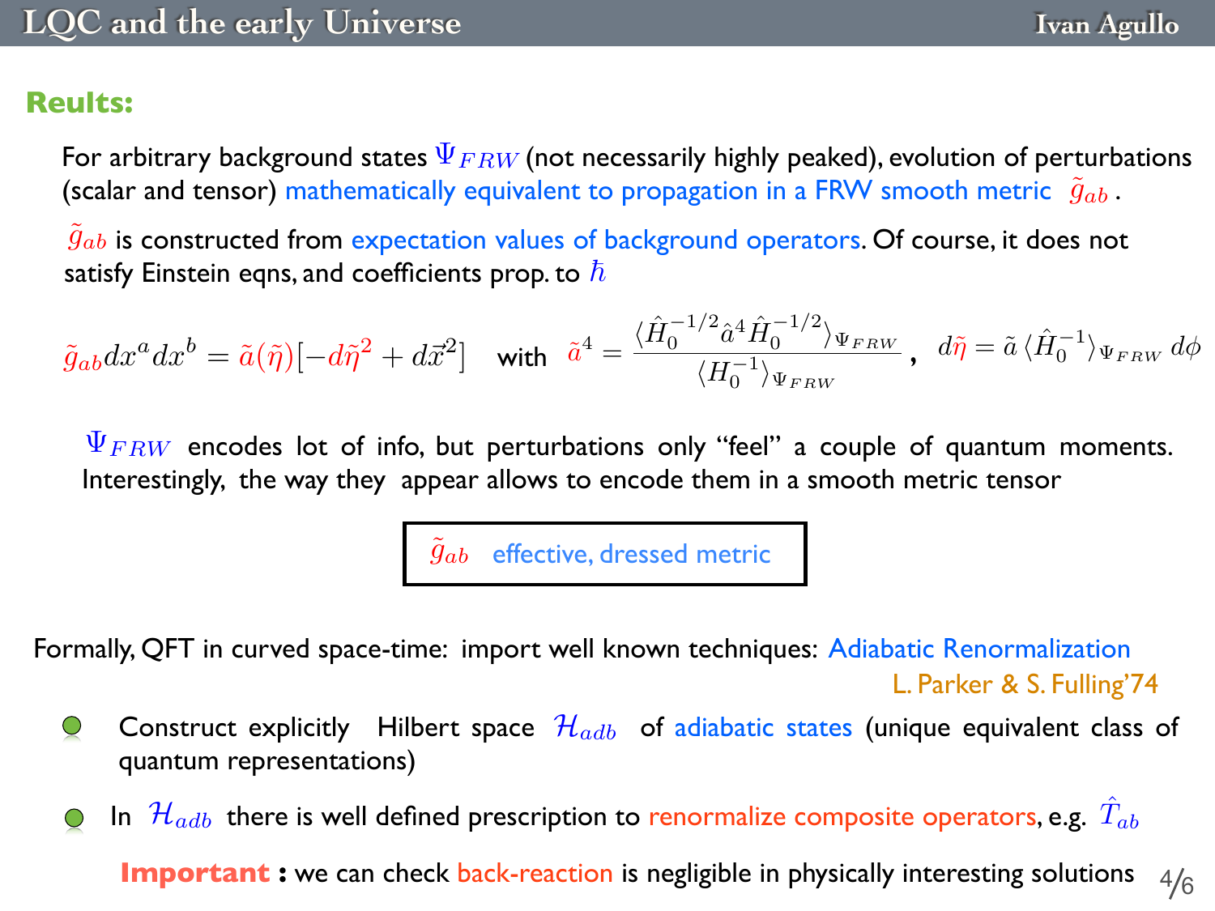## Reults:

For arbitrary background states $\Psi_{FRW}$ (not necessarily highly peaked), evolution of perturbations (scalar and tensor) mathematically equivalent to propagation in a FRW smooth metric $\tilde{g}_{ab}$ .

$\tilde{g}_{ab}$ is constructed from expectation values of background operators. Of course, it does not satisfy Einstein eqns, and coefficients prop. to $\hbar$

$$\tilde{g}_{ab}dx^a dx^b = \tilde{a}(\tilde{\eta})[-d\tilde{\eta}^2 + d\vec{x}^2] \quad \text{with} \quad \tilde{a}^4 = \frac{\langle \hat{H}_0^{-1/2} \hat{a}^4 \hat{H}_0^{-1/2} \rangle_{\Psi_{FRW}}}{\langle H_0^{-1} \rangle_{\Psi_{FRW}}}, \quad d\tilde{\eta} = \tilde{a}\, \langle \hat{H}_0^{-1} \rangle_{\Psi_{FRW}}\, d\phi$$

$\Psi_{FRW}$ encodes lot of info, but perturbations only "feel" a couple of quantum moments. Interestingly, the way they appear allows to encode them in a smooth metric tensor

**$\tilde{g}_{ab}$ effective, dressed metric**

Formally, QFT in curved space-time: import well known techniques: Adiabatic Renormalization

L. Parker & S. Fulling'74

- Construct explicitly Hilbert space $\mathcal{H}_{adb}$ of adiabatic states (unique equivalent class of quantum representations)
- In $\mathcal{H}_{adb}$ there is well defined prescription to renormalize composite operators, e.g. $\hat{T}_{ab}$

**Important :** we can check back-reaction is negligible in physically interesting solutions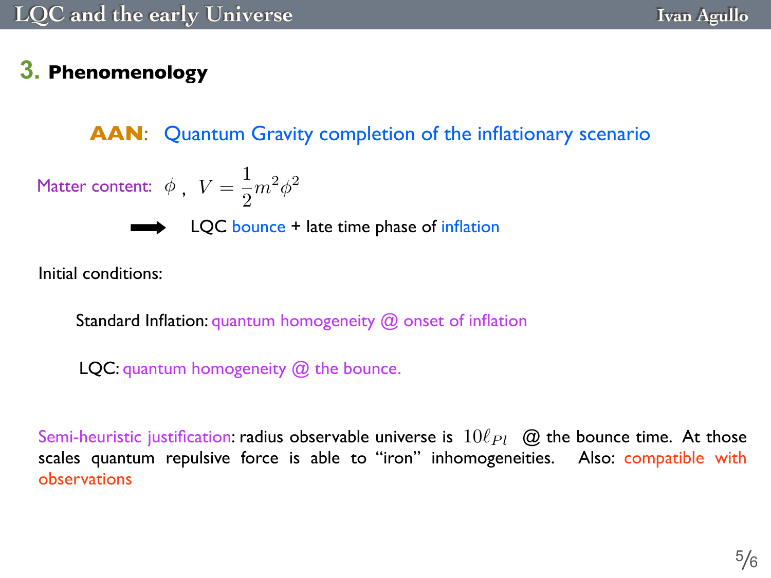## 3. Phenomenology

**AAN**: Quantum Gravity completion of the inflationary scenario

Matter content: $\phi$ , $V = \frac{1}{2} m^2 \phi^2$

➡ LQC bounce + late time phase of inflation

Initial conditions:

Standard Inflation: quantum homogeneity @ onset of inflation

LQC: quantum homogeneity @ the bounce.

Semi-heuristic justification: radius observable universe is $10\ell_{Pl}$ @ the bounce time. At those scales quantum repulsive force is able to “iron” inhomogeneities. Also: compatible with observations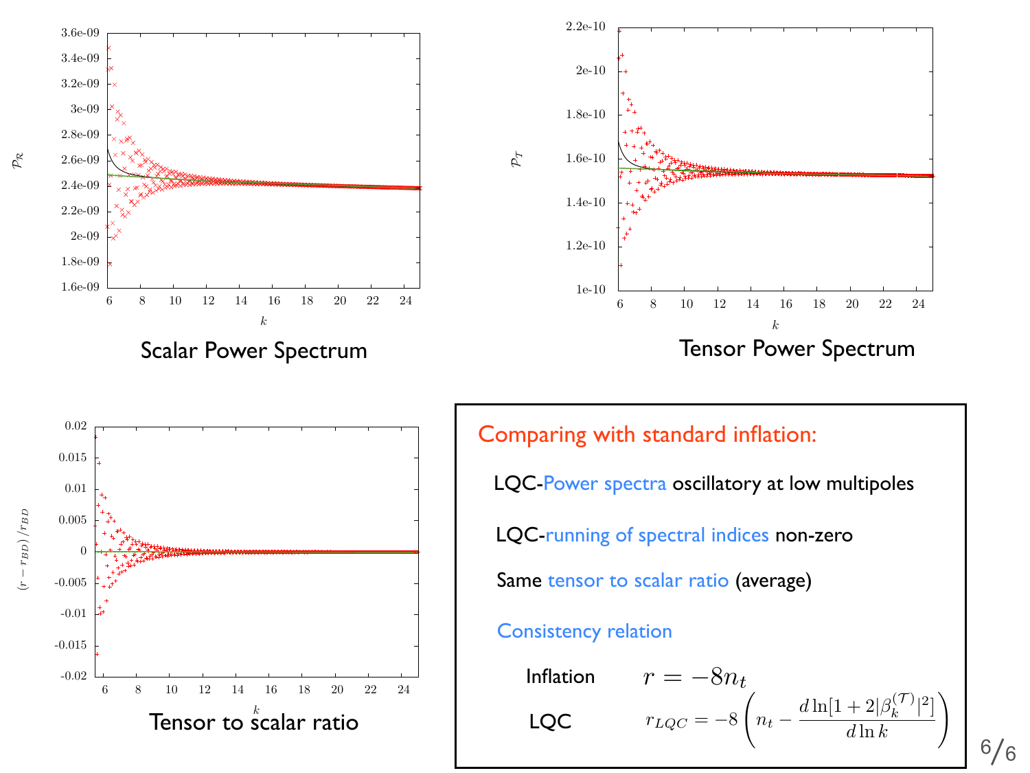$\mathcal{P}_\mathcal{R}$

3.6e-09
3.4e-09
3.2e-09
3e-09
2.8e-09
2.6e-09
2.4e-09
2.2e-09
2e-09
1.8e-09
1.6e-09

6 8 10 12 14 16 18 20 22 24

$k$

Scalar Power Spectrum

$\mathcal{P}_\mathcal{T}$

2.2e-10
2e-10
1.8e-10
1.6e-10
1.4e-10
1.2e-10
1e-10

6 8 10 12 14 16 18 20 22 24

$k$

Tensor Power Spectrum

$(r - r_{BD})/r_{BD}$

0.02
0.015
0.01
0.005
0
-0.005
-0.01
-0.015
-0.02

6 8 10 12 14 16 18 20 22 24

$k$

Tensor to scalar ratio

## Comparing with standard inflation:

LQC-Power spectra oscillatory at low multipoles

LQC-running of spectral indices non-zero

Same tensor to scalar ratio (average)

Consistency relation

Inflation $\quad r = -8n_t$

LQC $\quad r_{LQC} = -8\left(n_t - \dfrac{d\ln[1+2|\beta_k^{(\mathcal{T})}|^2]}{d\ln k}\right)$